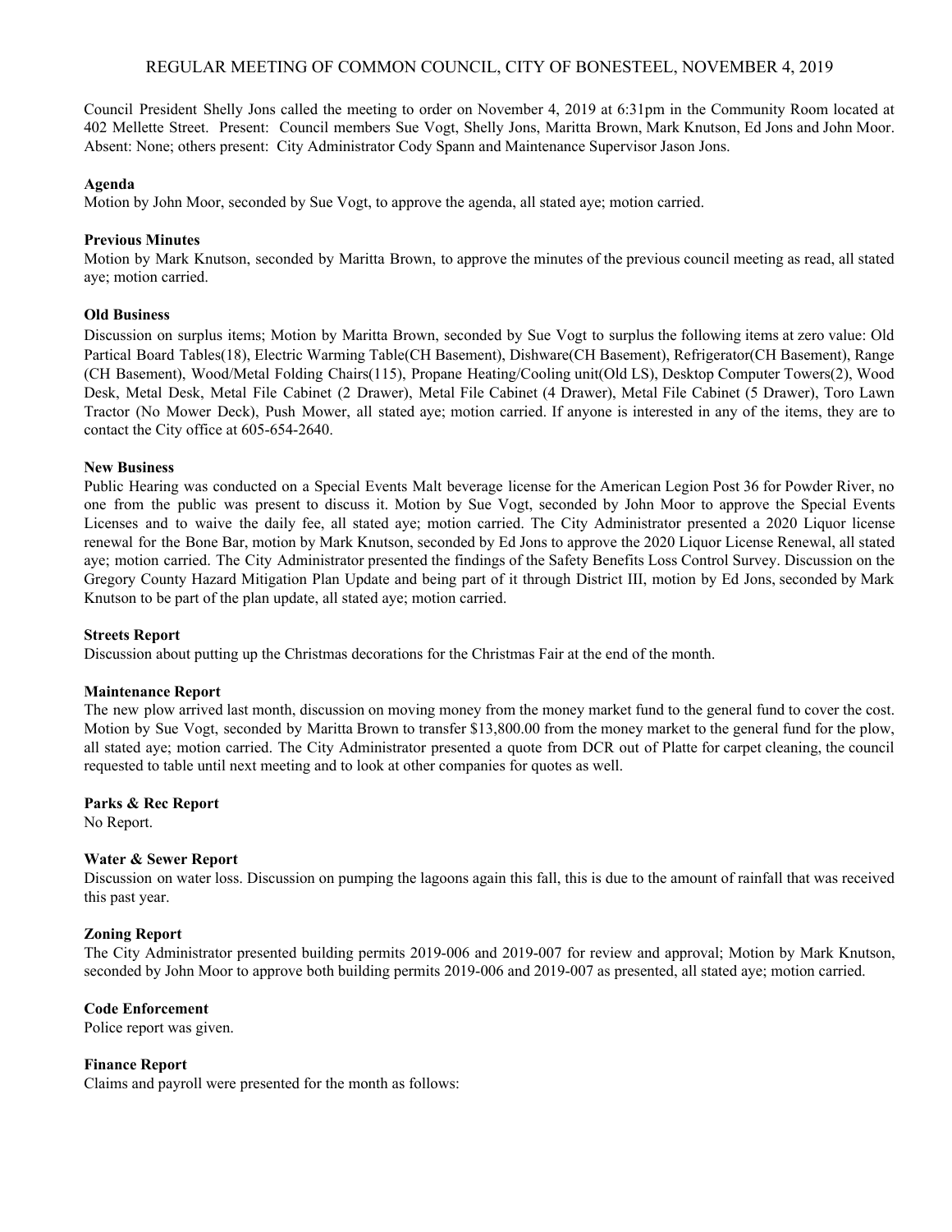# REGULAR MEETING OF COMMON COUNCIL, CITY OF BONESTEEL, NOVEMBER 4, 2019

Council President Shelly Jons called the meeting to order on November 4, 2019 at 6:31pm in the Community Room located at 402 Mellette Street. Present: Council members Sue Vogt, Shelly Jons, Maritta Brown, Mark Knutson, Ed Jons and John Moor. Absent: None; others present: City Administrator Cody Spann and Maintenance Supervisor Jason Jons.

**Agenda**

Motion by John Moor, seconded by Sue Vogt, to approve the agenda, all stated aye; motion carried.

**Previous Minutes**

Motion by Mark Knutson, seconded by Maritta Brown, to approve the minutes of the previous council meeting as read, all stated aye; motion carried.

**Old Business**

Discussion on surplus items; Motion by Maritta Brown, seconded by Sue Vogt to surplus the following items at zero value: Old Partical Board Tables(18), Electric Warming Table(CH Basement), Dishware(CH Basement), Refrigerator(CH Basement), Range (CH Basement), Wood/Metal Folding Chairs(115), Propane Heating/Cooling unit(Old LS), Desktop Computer Towers(2), Wood Desk, Metal Desk, Metal File Cabinet (2 Drawer), Metal File Cabinet (4 Drawer), Metal File Cabinet (5 Drawer), Toro Lawn Tractor (No Mower Deck), Push Mower, all stated aye; motion carried. If anyone is interested in any of the items, they are to contact the City office at 605-654-2640.

**New Business**

Public Hearing was conducted on a Special Events Malt beverage license for the American Legion Post 36 for Powder River, no one from the public was present to discuss it. Motion by Sue Vogt, seconded by John Moor to approve the Special Events Licenses and to waive the daily fee, all stated aye; motion carried. The City Administrator presented a 2020 Liquor license renewal for the Bone Bar, motion by Mark Knutson, seconded by Ed Jons to approve the 2020 Liquor License Renewal, all stated aye; motion carried. The City Administrator presented the findings of the Safety Benefits Loss Control Survey. Discussion on the Gregory County Hazard Mitigation Plan Update and being part of it through District III, motion by Ed Jons, seconded by Mark Knutson to be part of the plan update, all stated aye; motion carried.

**Streets Report**

Discussion about putting up the Christmas decorations for the Christmas Fair at the end of the month.

**Maintenance Report**

The new plow arrived last month, discussion on moving money from the money market fund to the general fund to cover the cost. Motion by Sue Vogt, seconded by Maritta Brown to transfer $13,800.00 from the money market to the general fund for the plow, all stated aye; motion carried. The City Administrator presented a quote from DCR out of Platte for carpet cleaning, the council requested to table until next meeting and to look at other companies for quotes as well.

**Parks & Rec Report**

No Report.

**Water & Sewer Report**

Discussion on water loss. Discussion on pumping the lagoons again this fall, this is due to the amount of rainfall that was received this past year.

**Zoning Report**

The City Administrator presented building permits 2019-006 and 2019-007 for review and approval; Motion by Mark Knutson, seconded by John Moor to approve both building permits 2019-006 and 2019-007 as presented, all stated aye; motion carried.

**Code Enforcement**

Police report was given.

**Finance Report**

Claims and payroll were presented for the month as follows: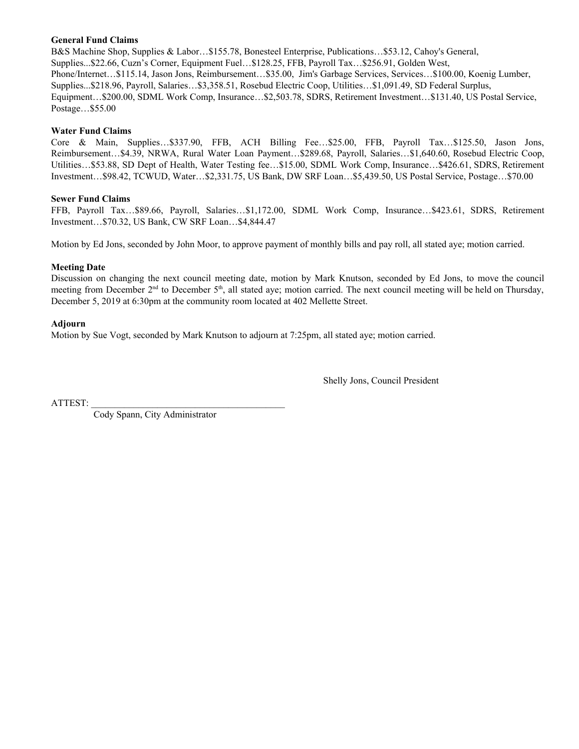**General Fund Claims**

B&S Machine Shop, Supplies & Labor…$155.78, Bonesteel Enterprise, Publications…$53.12, Cahoy's General, Supplies...$22.66, Cuzn's Corner, Equipment Fuel…$128.25, FFB, Payroll Tax…$256.91, Golden West, Phone/Internet…$115.14, Jason Jons, Reimbursement…$35.00, Jim's Garbage Services, Services…$100.00, Koenig Lumber, Supplies...$218.96, Payroll, Salaries…$3,358.51, Rosebud Electric Coop, Utilities…$1,091.49, SD Federal Surplus, Equipment…$200.00, SDML Work Comp, Insurance…$2,503.78, SDRS, Retirement Investment…$131.40, US Postal Service, Postage…$55.00

**Water Fund Claims**

Core & Main, Supplies…$337.90, FFB, ACH Billing Fee…$25.00, FFB, Payroll Tax…$125.50, Jason Jons, Reimbursement…$4.39, NRWA, Rural Water Loan Payment…$289.68, Payroll, Salaries…$1,640.60, Rosebud Electric Coop, Utilities…$53.88, SD Dept of Health, Water Testing fee…$15.00, SDML Work Comp, Insurance…$426.61, SDRS, Retirement Investment…$98.42, TCWUD, Water…$2,331.75, US Bank, DW SRF Loan…$5,439.50, US Postal Service, Postage…$70.00

**Sewer Fund Claims**

FFB, Payroll Tax…$89.66, Payroll, Salaries…$1,172.00, SDML Work Comp, Insurance…$423.61, SDRS, Retirement Investment…$70.32, US Bank, CW SRF Loan…$4,844.47

Motion by Ed Jons, seconded by John Moor, to approve payment of monthly bills and pay roll, all stated aye; motion carried.

**Meeting Date**

Discussion on changing the next council meeting date, motion by Mark Knutson, seconded by Ed Jons, to move the council meeting from December 2nd to December 5th, all stated aye; motion carried. The next council meeting will be held on Thursday, December 5, 2019 at 6:30pm at the community room located at 402 Mellette Street.

**Adjourn**

Motion by Sue Vogt, seconded by Mark Knutson to adjourn at 7:25pm, all stated aye; motion carried.

Shelly Jons, Council President

ATTEST: ________________________________________

Cody Spann, City Administrator